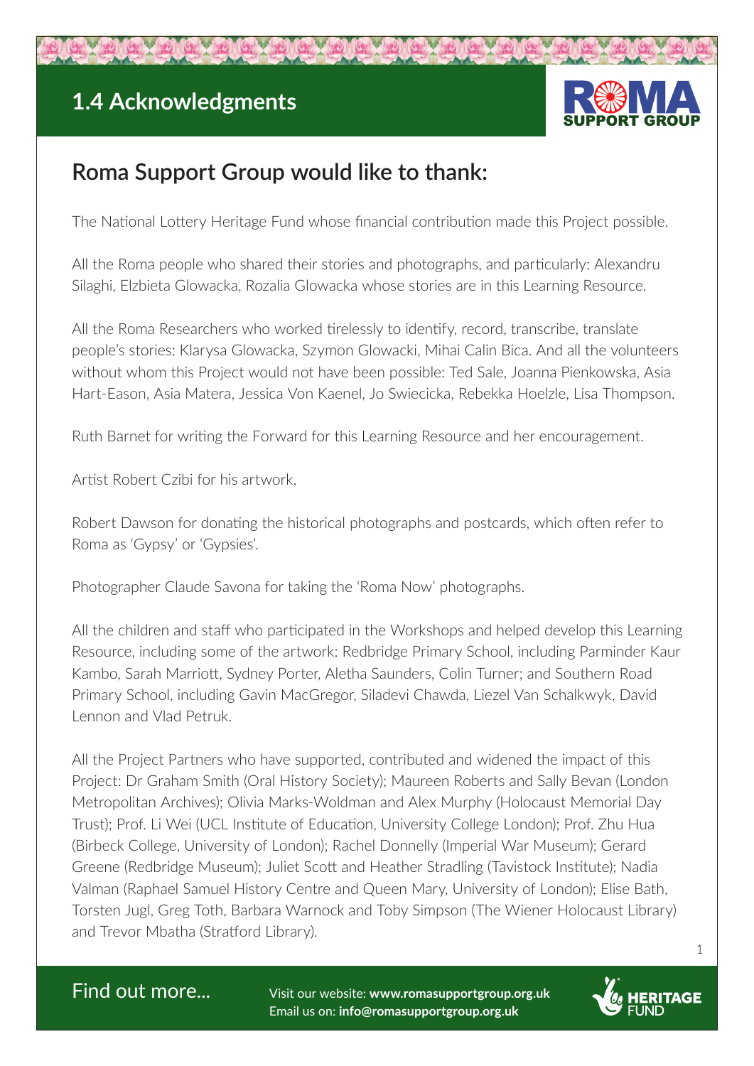# 1.4 Acknowledgments

## Roma Support Group would like to thank:

The National Lottery Heritage Fund whose financial contribution made this Project possible.

All the Roma people who shared their stories and photographs, and particularly: Alexandru Silaghi, Elzbieta Glowacka, Rozalia Glowacka whose stories are in this Learning Resource.

All the Roma Researchers who worked tirelessly to identify, record, transcribe, translate people's stories: Klarysa Glowacka, Szymon Glowacki, Mihai Calin Bica. And all the volunteers without whom this Project would not have been possible: Ted Sale, Joanna Pienkowska, Asia Hart-Eason, Asia Matera, Jessica Von Kaenel, Jo Swiecicka, Rebekka Hoelzle, Lisa Thompson.

Ruth Barnet for writing the Forward for this Learning Resource and her encouragement.

Artist Robert Czibi for his artwork.

Robert Dawson for donating the historical photographs and postcards, which often refer to Roma as 'Gypsy' or 'Gypsies'.

Photographer Claude Savona for taking the 'Roma Now' photographs.

All the children and staff who participated in the Workshops and helped develop this Learning Resource, including some of the artwork: Redbridge Primary School, including Parminder Kaur Kambo, Sarah Marriott, Sydney Porter, Aletha Saunders, Colin Turner; and Southern Road Primary School, including Gavin MacGregor, Siladevi Chawda, Liezel Van Schalkwyk, David Lennon and Vlad Petruk.

All the Project Partners who have supported, contributed and widened the impact of this Project: Dr Graham Smith (Oral History Society); Maureen Roberts and Sally Bevan (London Metropolitan Archives); Olivia Marks-Woldman and Alex Murphy (Holocaust Memorial Day Trust); Prof. Li Wei (UCL Institute of Education, University College London); Prof. Zhu Hua (Birbeck College, University of London); Rachel Donnelly (Imperial War Museum); Gerard Greene (Redbridge Museum); Juliet Scott and Heather Stradling (Tavistock Institute); Nadia Valman (Raphael Samuel History Centre and Queen Mary, University of London); Elise Bath, Torsten Jugl, Greg Toth, Barbara Warnock and Toby Simpson (The Wiener Holocaust Library) and Trevor Mbatha (Stratford Library).

Find out more...

Visit our website: **www.romasupportgroup.org.uk**
Email us on: **info@romasupportgroup.org.uk**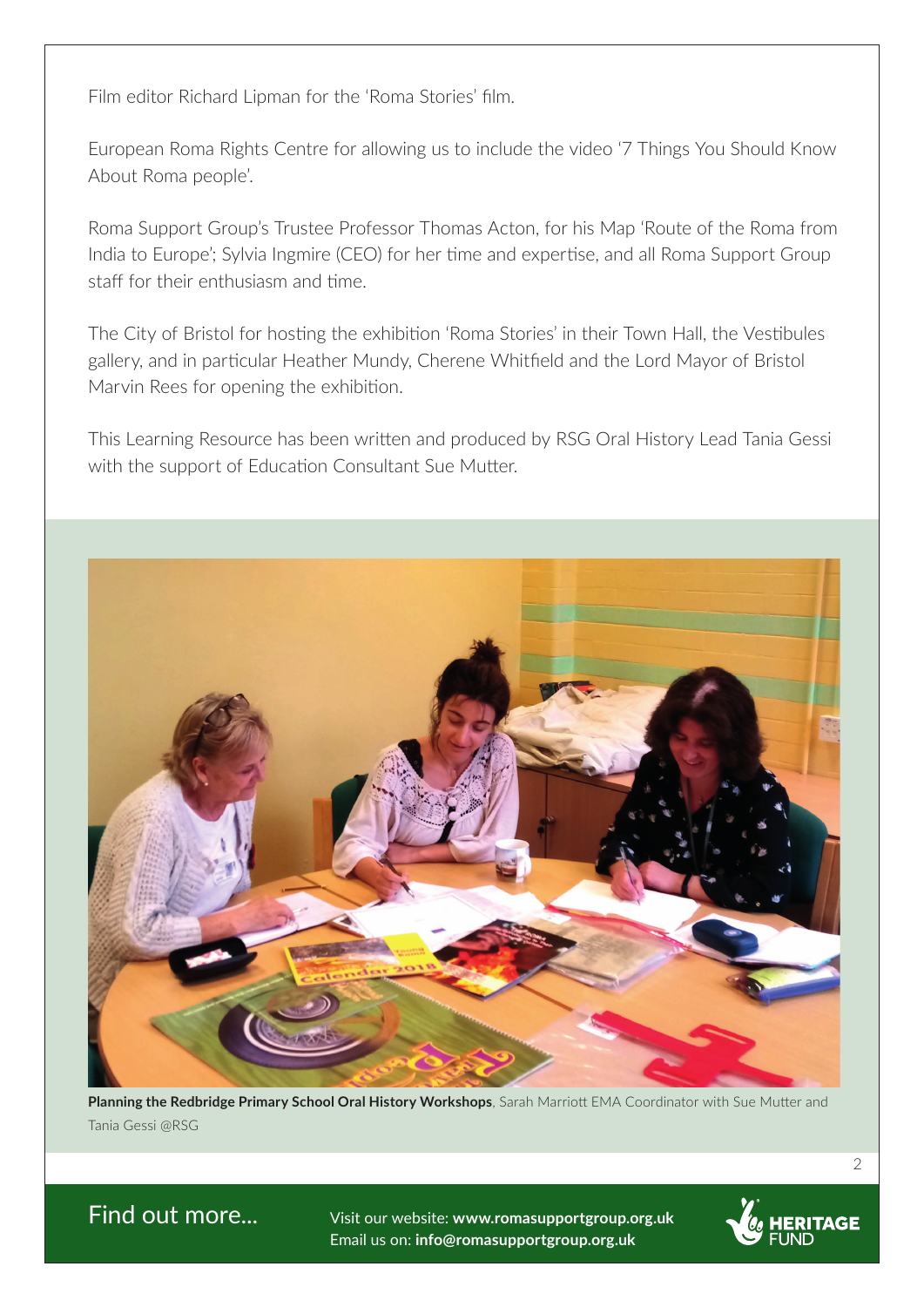Film editor Richard Lipman for the 'Roma Stories' film.

European Roma Rights Centre for allowing us to include the video '7 Things You Should Know About Roma people'.

Roma Support Group's Trustee Professor Thomas Acton, for his Map 'Route of the Roma from India to Europe'; Sylvia Ingmire (CEO) for her time and expertise, and all Roma Support Group staff for their enthusiasm and time.

The City of Bristol for hosting the exhibition 'Roma Stories' in their Town Hall, the Vestibules gallery, and in particular Heather Mundy, Cherene Whitfield and the Lord Mayor of Bristol Marvin Rees for opening the exhibition.

This Learning Resource has been written and produced by RSG Oral History Lead Tania Gessi with the support of Education Consultant Sue Mutter.

**Planning the Redbridge Primary School Oral History Workshops**, Sarah Marriott EMA Coordinator with Sue Mutter and Tania Gessi @RSG

Find out more...

Visit our website: **www.romasupportgroup.org.uk**
Email us on: **info@romasupportgroup.org.uk**

HERITAGE FUND